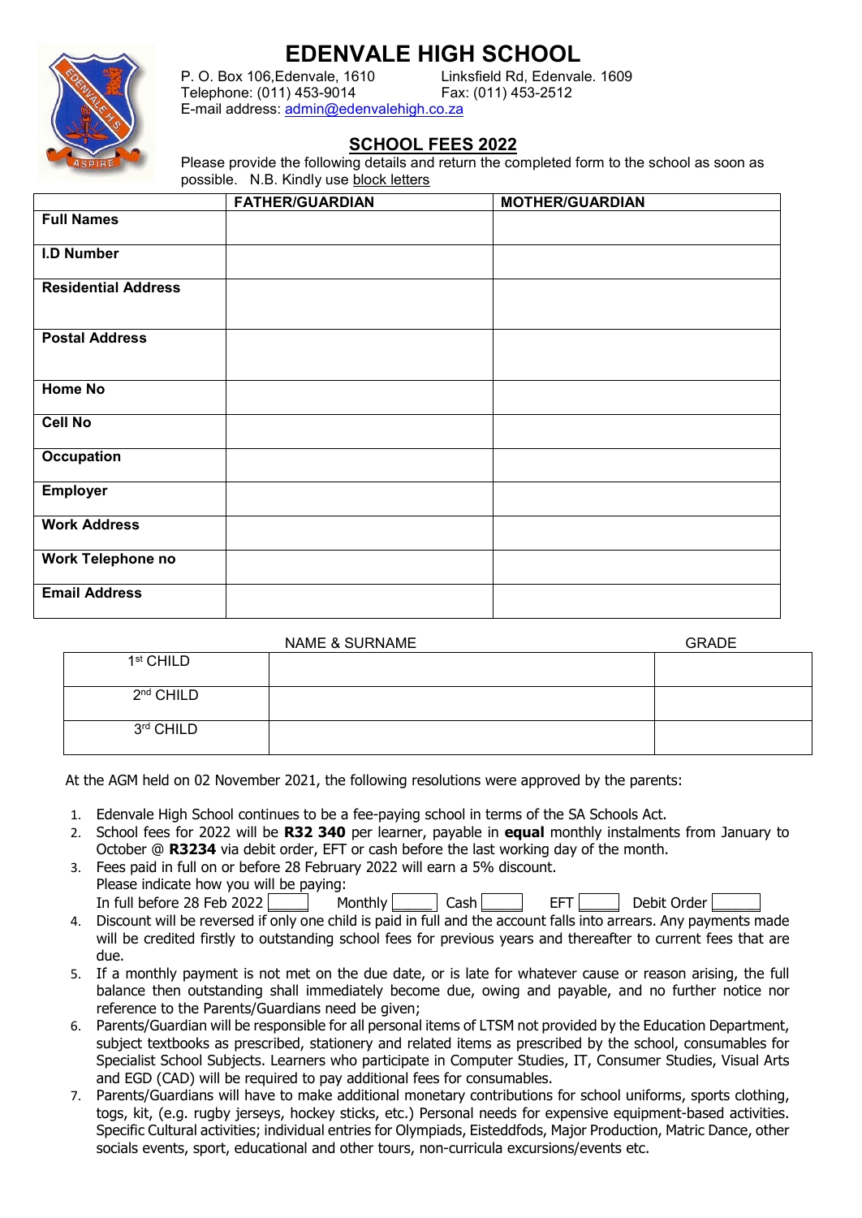# EDENVALE HIGH SCHOOL

P. O. Box 106,Edenvale, 1610 Linksfield Rd, Edenvale. 1609
Telephone: (011) 453-9014 Fax: (011) 453-2512
E-mail address: admin@edenvalehigh.co.za

## SCHOOL FEES 2022

Please provide the following details and return the completed form to the school as soon as possible. N.B. Kindly use block letters

| | FATHER/GUARDIAN | MOTHER/GUARDIAN |
|---|---|---|
| **Full Names** | | |
| **I.D Number** | | |
| **Residential Address** | | |
| **Postal Address** | | |
| **Home No** | | |
| **Cell No** | | |
| **Occupation** | | |
| **Employer** | | |
| **Work Address** | | |
| **Work Telephone no** | | |
| **Email Address** | | |

| | NAME & SURNAME | GRADE |
|---|---|---|
| 1st CHILD | | |
| 2nd CHILD | | |
| 3rd CHILD | | |

At the AGM held on 02 November 2021, the following resolutions were approved by the parents:

1. Edenvale High School continues to be a fee-paying school in terms of the SA Schools Act.
2. School fees for 2022 will be **R32 340** per learner, payable in **equal** monthly instalments from January to October @ **R3234** via debit order, EFT or cash before the last working day of the month.
3. Fees paid in full on or before 28 February 2022 will earn a 5% discount.
   Please indicate how you will be paying:
   In full before 28 Feb 2022 [ ] Monthly [ ] Cash [ ] EFT [ ] Debit Order [ ]
4. Discount will be reversed if only one child is paid in full and the account falls into arrears. Any payments made will be credited firstly to outstanding school fees for previous years and thereafter to current fees that are due.
5. If a monthly payment is not met on the due date, or is late for whatever cause or reason arising, the full balance then outstanding shall immediately become due, owing and payable, and no further notice nor reference to the Parents/Guardians need be given;
6. Parents/Guardian will be responsible for all personal items of LTSM not provided by the Education Department, subject textbooks as prescribed, stationery and related items as prescribed by the school, consumables for Specialist School Subjects. Learners who participate in Computer Studies, IT, Consumer Studies, Visual Arts and EGD (CAD) will be required to pay additional fees for consumables.
7. Parents/Guardians will have to make additional monetary contributions for school uniforms, sports clothing, togs, kit, (e.g. rugby jerseys, hockey sticks, etc.) Personal needs for expensive equipment-based activities. Specific Cultural activities; individual entries for Olympiads, Eisteddfods, Major Production, Matric Dance, other socials events, sport, educational and other tours, non-curricula excursions/events etc.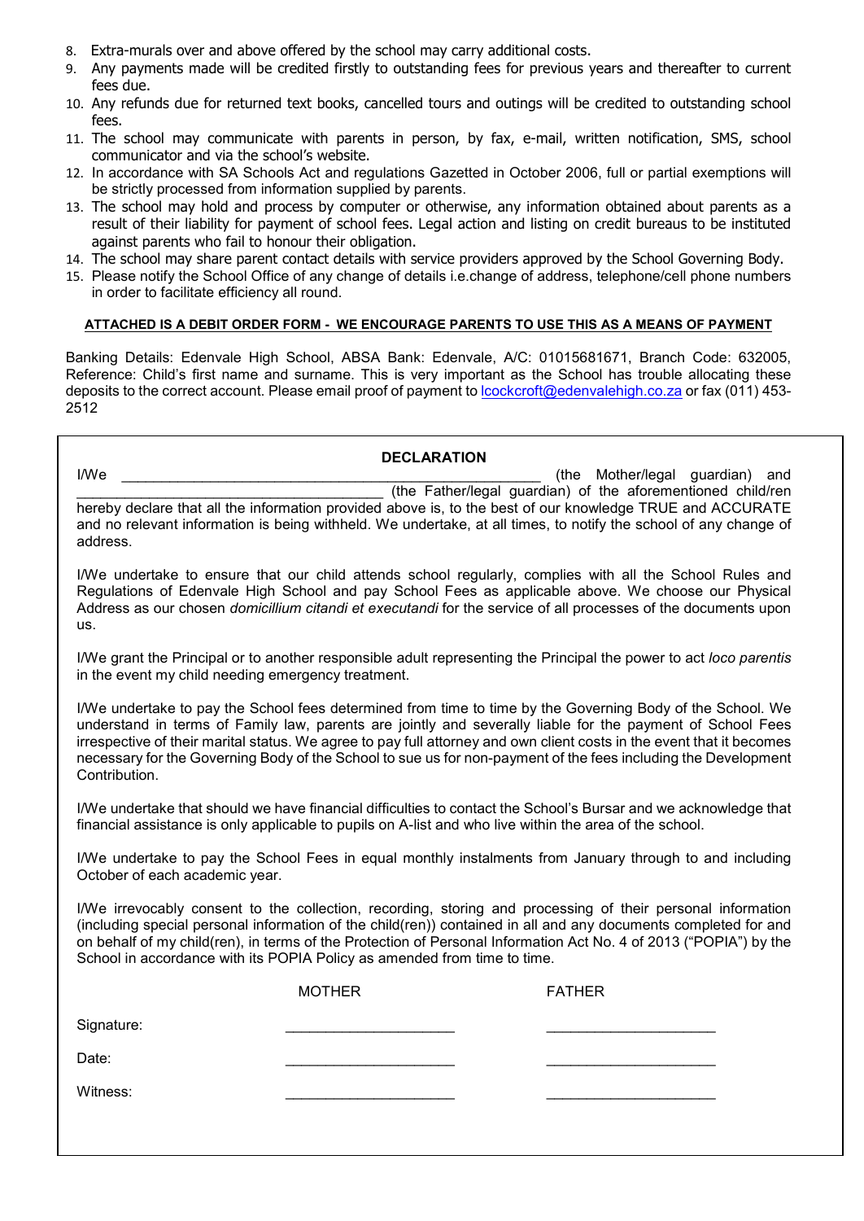8. Extra-murals over and above offered by the school may carry additional costs.
9. Any payments made will be credited firstly to outstanding fees for previous years and thereafter to current fees due.
10. Any refunds due for returned text books, cancelled tours and outings will be credited to outstanding school fees.
11. The school may communicate with parents in person, by fax, e-mail, written notification, SMS, school communicator and via the school's website.
12. In accordance with SA Schools Act and regulations Gazetted in October 2006, full or partial exemptions will be strictly processed from information supplied by parents.
13. The school may hold and process by computer or otherwise, any information obtained about parents as a result of their liability for payment of school fees. Legal action and listing on credit bureaus to be instituted against parents who fail to honour their obligation.
14. The school may share parent contact details with service providers approved by the School Governing Body.
15. Please notify the School Office of any change of details i.e.change of address, telephone/cell phone numbers in order to facilitate efficiency all round.

**ATTACHED IS A DEBIT ORDER FORM - WE ENCOURAGE PARENTS TO USE THIS AS A MEANS OF PAYMENT**

Banking Details: Edenvale High School, ABSA Bank: Edenvale, A/C: 01015681671, Branch Code: 632005, Reference: Child's first name and surname. This is very important as the School has trouble allocating these deposits to the correct account. Please email proof of payment to lcockcroft@edenvalehigh.co.za or fax (011) 453-2512

**DECLARATION**

I/We ______________________________________________________ (the Mother/legal guardian) and ______________________________________ (the Father/legal guardian) of the aforementioned child/ren hereby declare that all the information provided above is, to the best of our knowledge TRUE and ACCURATE and no relevant information is being withheld. We undertake, at all times, to notify the school of any change of address.

I/We undertake to ensure that our child attends school regularly, complies with all the School Rules and Regulations of Edenvale High School and pay School Fees as applicable above. We choose our Physical Address as our chosen *domicillium citandi et executandi* for the service of all processes of the documents upon us.

I/We grant the Principal or to another responsible adult representing the Principal the power to act *loco parentis* in the event my child needing emergency treatment.

I/We undertake to pay the School fees determined from time to time by the Governing Body of the School. We understand in terms of Family law, parents are jointly and severally liable for the payment of School Fees irrespective of their marital status. We agree to pay full attorney and own client costs in the event that it becomes necessary for the Governing Body of the School to sue us for non-payment of the fees including the Development Contribution.

I/We undertake that should we have financial difficulties to contact the School's Bursar and we acknowledge that financial assistance is only applicable to pupils on A-list and who live within the area of the school.

I/We undertake to pay the School Fees in equal monthly instalments from January through to and including October of each academic year.

I/We irrevocably consent to the collection, recording, storing and processing of their personal information (including special personal information of the child(ren)) contained in all and any documents completed for and on behalf of my child(ren), in terms of the Protection of Personal Information Act No. 4 of 2013 ("POPIA") by the School in accordance with its POPIA Policy as amended from time to time.

| | MOTHER | FATHER |
|---|---|---|
| Signature: | _____________________ | _____________________ |
| Date: | _____________________ | _____________________ |
| Witness: | _____________________ | _____________________ |